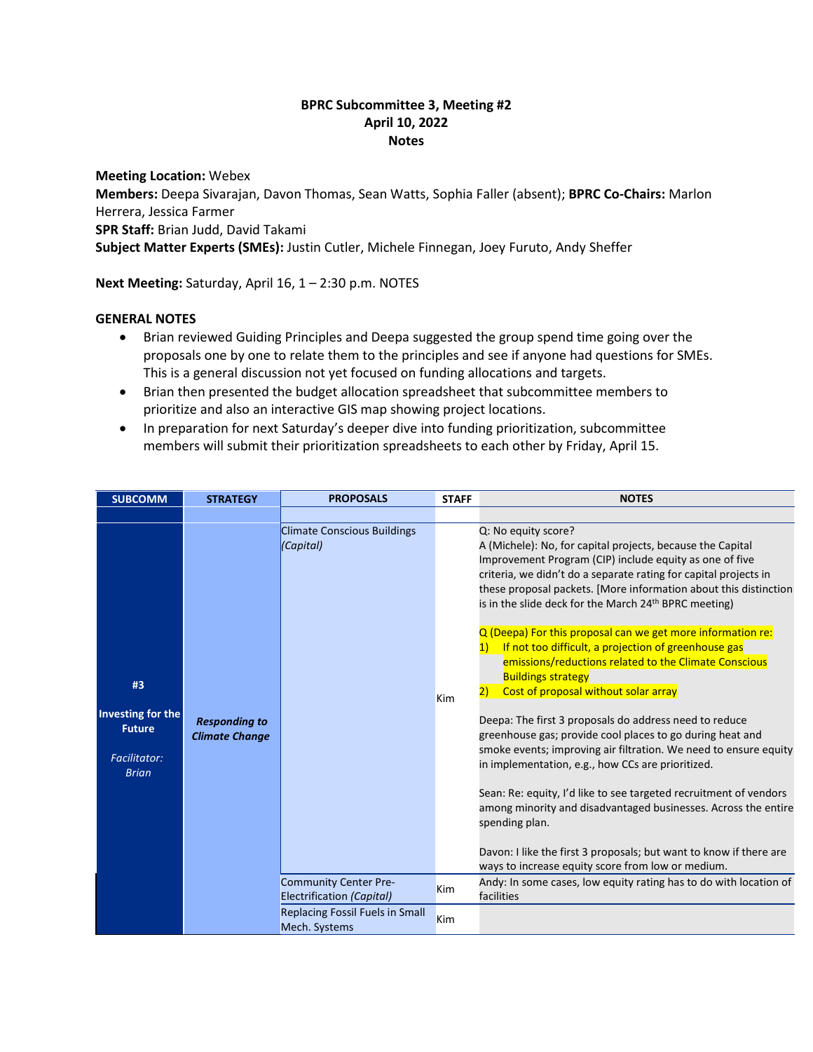**BPRC Subcommittee 3, Meeting #2**
**April 10, 2022**
**Notes**

**Meeting Location:** Webex
**Members:** Deepa Sivarajan, Davon Thomas, Sean Watts, Sophia Faller (absent); **BPRC Co-Chairs:** Marlon Herrera, Jessica Farmer
**SPR Staff:** Brian Judd, David Takami
**Subject Matter Experts (SMEs):** Justin Cutler, Michele Finnegan, Joey Furuto, Andy Sheffer

**Next Meeting:** Saturday, April 16, 1 – 2:30 p.m. NOTES

**GENERAL NOTES**

- Brian reviewed Guiding Principles and Deepa suggested the group spend time going over the proposals one by one to relate them to the principles and see if anyone had questions for SMEs. This is a general discussion not yet focused on funding allocations and targets.
- Brian then presented the budget allocation spreadsheet that subcommittee members to prioritize and also an interactive GIS map showing project locations.
- In preparation for next Saturday's deeper dive into funding prioritization, subcommittee members will submit their prioritization spreadsheets to each other by Friday, April 15.

| SUBCOMM | STRATEGY | PROPOSALS | STAFF | NOTES |
|---|---|---|---|---|
| **#3**<br><br>**Investing for the Future**<br><br>*Facilitator: Brian* | ***Responding to Climate Change*** | Climate Conscious Buildings *(Capital)* | Kim | Q: No equity score?<br>A (Michele): No, for capital projects, because the Capital Improvement Program (CIP) include equity as one of five criteria, we didn't do a separate rating for capital projects in these proposal packets. [More information about this distinction is in the slide deck for the March 24th BPRC meeting)<br><br>Q (Deepa) For this proposal can we get more information re:<br>1) If not too difficult, a projection of greenhouse gas emissions/reductions related to the Climate Conscious Buildings strategy<br>2) Cost of proposal without solar array<br><br>Deepa: The first 3 proposals do address need to reduce greenhouse gas; provide cool places to go during heat and smoke events; improving air filtration. We need to ensure equity in implementation, e.g., how CCs are prioritized.<br><br>Sean: Re: equity, I'd like to see targeted recruitment of vendors among minority and disadvantaged businesses. Across the entire spending plan.<br><br>Davon: I like the first 3 proposals; but want to know if there are ways to increase equity score from low or medium. |
| | | Community Center Pre-Electrification *(Capital)* | Kim | Andy: In some cases, low equity rating has to do with location of facilities |
| | | Replacing Fossil Fuels in Small Mech. Systems | Kim | |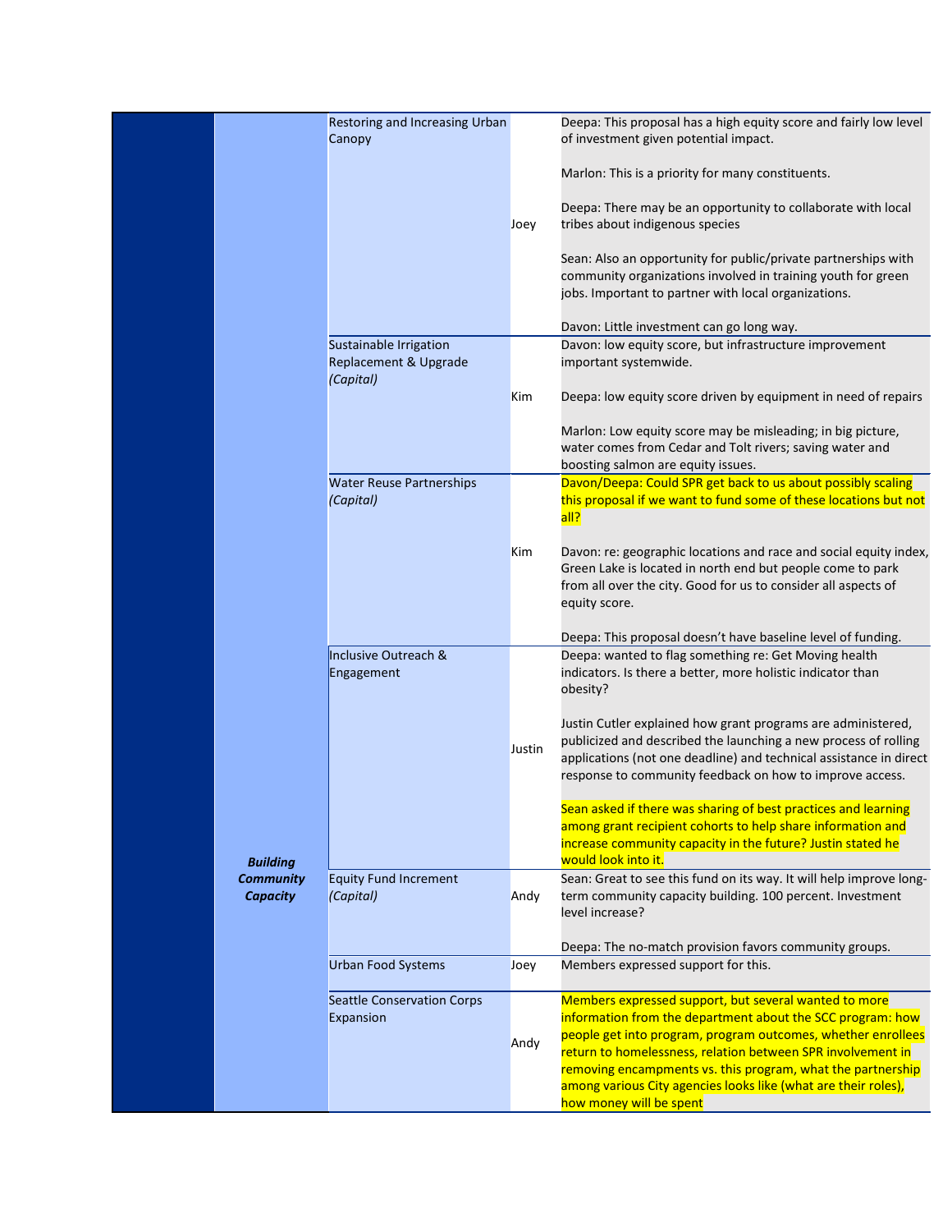| | | | | |
|---|---|---|---|---|
| | Building Community Capacity | Restoring and Increasing Urban Canopy | Joey | Deepa: This proposal has a high equity score and fairly low level of investment given potential impact.<br><br>Marlon: This is a priority for many constituents.<br><br>Deepa: There may be an opportunity to collaborate with local tribes about indigenous species<br><br>Sean: Also an opportunity for public/private partnerships with community organizations involved in training youth for green jobs. Important to partner with local organizations.<br><br>Davon: Little investment can go long way. |
| | | Sustainable Irrigation Replacement & Upgrade *(Capital)* | Kim | Davon: low equity score, but infrastructure improvement important systemwide.<br><br>Deepa: low equity score driven by equipment in need of repairs<br><br>Marlon: Low equity score may be misleading; in big picture, water comes from Cedar and Tolt rivers; saving water and boosting salmon are equity issues. |
| | | Water Reuse Partnerships *(Capital)* | Kim | Davon/Deepa: Could SPR get back to us about possibly scaling this proposal if we want to fund some of these locations but not all?<br><br>Davon: re: geographic locations and race and social equity index, Green Lake is located in north end but people come to park from all over the city. Good for us to consider all aspects of equity score.<br><br>Deepa: This proposal doesn't have baseline level of funding. |
| | | Inclusive Outreach & Engagement | Justin | Deepa: wanted to flag something re: Get Moving health indicators. Is there a better, more holistic indicator than obesity?<br><br>Justin Cutler explained how grant programs are administered, publicized and described the launching a new process of rolling applications (not one deadline) and technical assistance in direct response to community feedback on how to improve access.<br><br>Sean asked if there was sharing of best practices and learning among grant recipient cohorts to help share information and increase community capacity in the future? Justin stated he would look into it. |
| | | Equity Fund Increment *(Capital)* | Andy | Sean: Great to see this fund on its way. It will help improve long-term community capacity building. 100 percent. Investment level increase?<br><br>Deepa: The no-match provision favors community groups. |
| | | Urban Food Systems | Joey | Members expressed support for this. |
| | | Seattle Conservation Corps Expansion | Andy | Members expressed support, but several wanted to more information from the department about the SCC program: how people get into program, program outcomes, whether enrollees return to homelessness, relation between SPR involvement in removing encampments vs. this program, what the partnership among various City agencies looks like (what are their roles), how money will be spent |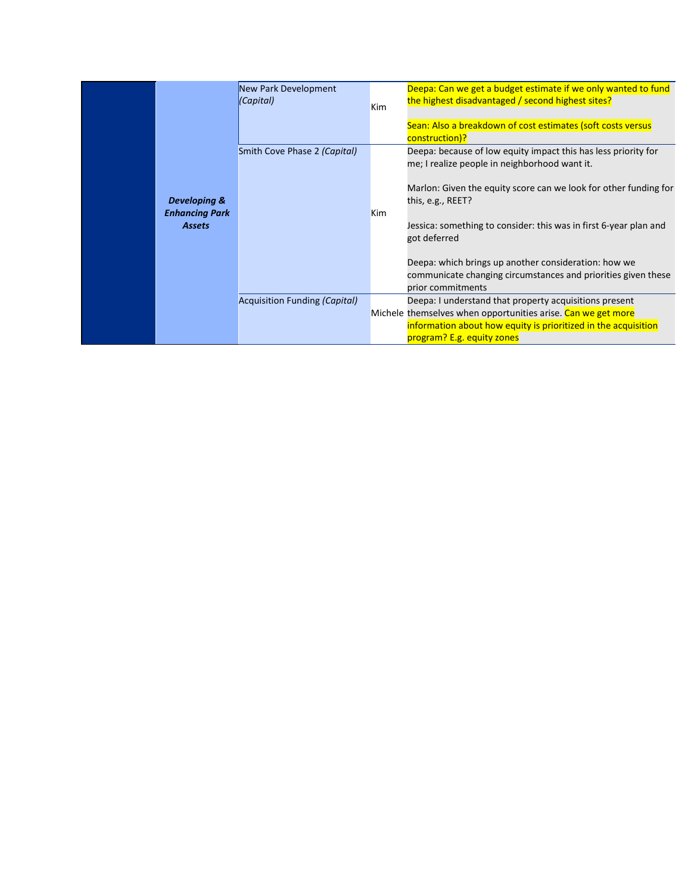| | | | | |
|---|---|---|---|---|
| | ***Developing & Enhancing Park Assets*** | New Park Development *(Capital)* | Kim | Deepa: Can we get a budget estimate if we only wanted to fund the highest disadvantaged / second highest sites?<br><br>Sean: Also a breakdown of cost estimates (soft costs versus construction)? |
| | | Smith Cove Phase 2 *(Capital)* | Kim | Deepa: because of low equity impact this has less priority for me; I realize people in neighborhood want it.<br><br>Marlon: Given the equity score can we look for other funding for this, e.g., REET?<br><br>Jessica: something to consider: this was in first 6-year plan and got deferred<br><br>Deepa: which brings up another consideration: how we communicate changing circumstances and priorities given these prior commitments |
| | | Acquisition Funding *(Capital)* | Michele | Deepa: I understand that property acquisitions present themselves when opportunities arise. Can we get more information about how equity is prioritized in the acquisition program? E.g. equity zones |